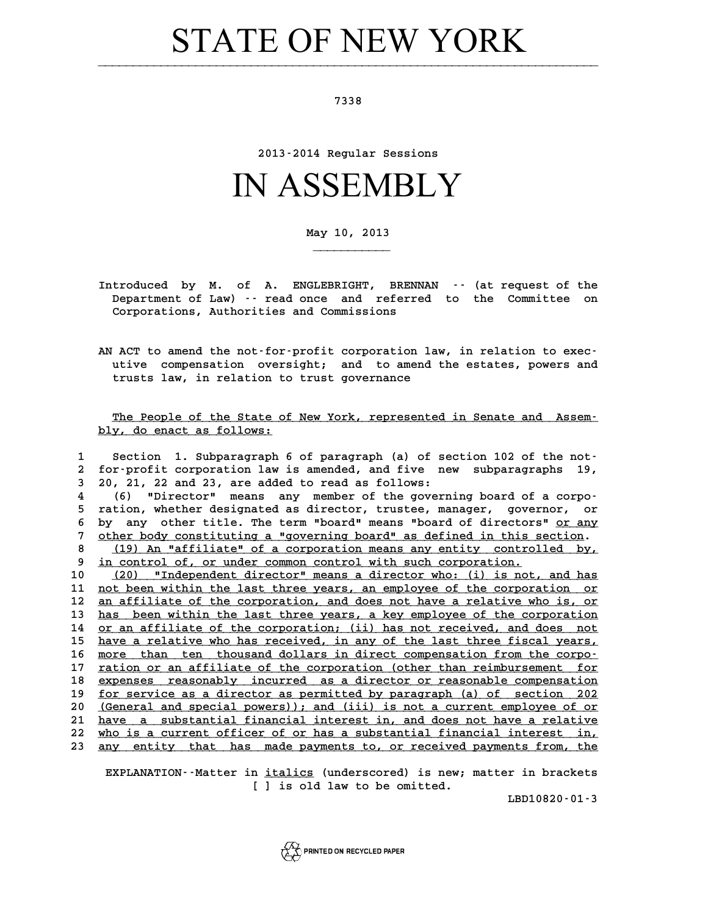# STATE OF NEW YORK

7338

2013-2014 Regular Sessions

# IN ASSEMBLY

May 10, 2013

Introduced by M. of A. ENGLEBRIGHT, BRENNAN -- (at request of the Department of Law) -- read once and referred to the Committee on Corporations, Authorities and Commissions

AN ACT to amend the not-for-profit corporation law, in relation to executive compensation oversight; and to amend the estates, powers and trusts law, in relation to trust governance

The People of the State of New York, represented in Senate and Assembly, do enact as follows:

1 Section 1. Subparagraph 6 of paragraph (a) of section 102 of the not-
2 for-profit corporation law is amended, and five new subparagraphs 19,
3 20, 21, 22 and 23, are added to read as follows:
4 (6) "Director" means any member of the governing board of a corpo-
5 ration, whether designated as director, trustee, manager, governor, or
6 by any other title. The term "board" means "board of directors" or any
7 other body constituting a "governing board" as defined in this section.
8 (19) An "affiliate" of a corporation means any entity controlled by,
9 in control of, or under common control with such corporation.
10 (20) "Independent director" means a director who: (i) is not, and has
11 not been within the last three years, an employee of the corporation or
12 an affiliate of the corporation, and does not have a relative who is, or
13 has been within the last three years, a key employee of the corporation
14 or an affiliate of the corporation; (ii) has not received, and does not
15 have a relative who has received, in any of the last three fiscal years,
16 more than ten thousand dollars in direct compensation from the corpo-
17 ration or an affiliate of the corporation (other than reimbursement for
18 expenses reasonably incurred as a director or reasonable compensation
19 for service as a director as permitted by paragraph (a) of section 202
20 (General and special powers)); and (iii) is not a current employee of or
21 have a substantial financial interest in, and does not have a relative
22 who is a current officer of or has a substantial financial interest in,
23 any entity that has made payments to, or received payments from, the

EXPLANATION--Matter in *italics* (underscored) is new; matter in brackets [ ] is old law to be omitted.

LBD10820-01-3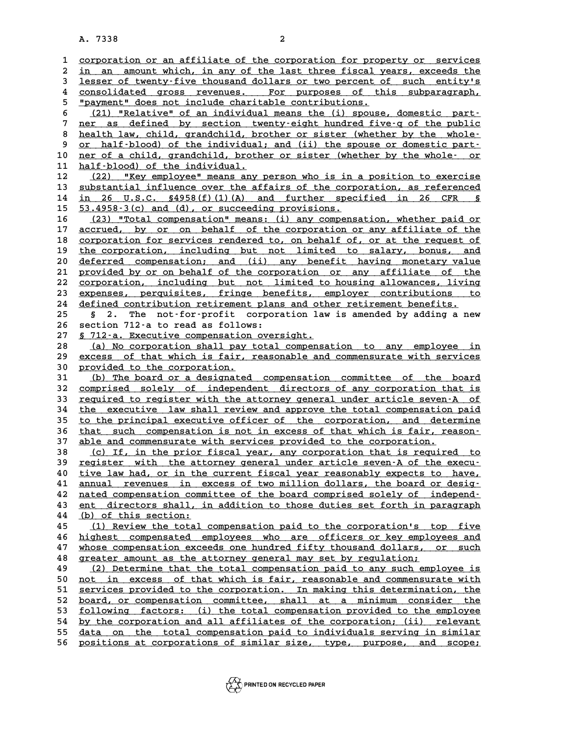corporation or an affiliate of the corporation for property or services in an amount which, in any of the last three fiscal years, exceeds the lesser of twenty-five thousand dollars or two percent of such entity's consolidated gross revenues. For purposes of this subparagraph, "payment" does not include charitable contributions.

(21) "Relative" of an individual means the (i) spouse, domestic partner as defined by section twenty-eight hundred five-q of the public health law, child, grandchild, brother or sister (whether by the whole- or half-blood) of the individual; and (ii) the spouse or domestic partner of a child, grandchild, brother or sister (whether by the whole- or half-blood) of the individual.

(22) "Key employee" means any person who is in a position to exercise substantial influence over the affairs of the corporation, as referenced in 26 U.S.C. §4958(f)(1)(A) and further specified in 26 CFR § 53.4958-3(c) and (d), or succeeding provisions.

(23) "Total compensation" means: (i) any compensation, whether paid or accrued, by or on behalf of the corporation or any affiliate of the corporation for services rendered to, on behalf of, or at the request of the corporation, including but not limited to salary, bonus, and deferred compensation; and (ii) any benefit having monetary value provided by or on behalf of the corporation or any affiliate of the corporation, including but not limited to housing allowances, living expenses, perquisites, fringe benefits, employer contributions to defined contribution retirement plans and other retirement benefits.

§ 2. The not-for-profit corporation law is amended by adding a new section 712-a to read as follows:

§ 712-a. Executive compensation oversight.

(a) No corporation shall pay total compensation to any employee in excess of that which is fair, reasonable and commensurate with services provided to the corporation.

(b) The board or a designated compensation committee of the board comprised solely of independent directors of any corporation that is required to register with the attorney general under article seven-A of the executive law shall review and approve the total compensation paid to the principal executive officer of the corporation, and determine that such compensation is not in excess of that which is fair, reasonable and commensurate with services provided to the corporation.

(c) If, in the prior fiscal year, any corporation that is required to register with the attorney general under article seven-A of the executive law had, or in the current fiscal year reasonably expects to have, annual revenues in excess of two million dollars, the board or designated compensation committee of the board comprised solely of independent directors shall, in addition to those duties set forth in paragraph (b) of this section:

(1) Review the total compensation paid to the corporation's top five highest compensated employees who are officers or key employees and whose compensation exceeds one hundred fifty thousand dollars, or such greater amount as the attorney general may set by regulation;

(2) Determine that the total compensation paid to any such employee is not in excess of that which is fair, reasonable and commensurate with services provided to the corporation. In making this determination, the board, or compensation committee, shall at a minimum consider the following factors: (i) the total compensation provided to the employee by the corporation and all affiliates of the corporation; (ii) relevant data on the total compensation paid to individuals serving in similar positions at corporations of similar size, type, purpose, and scope;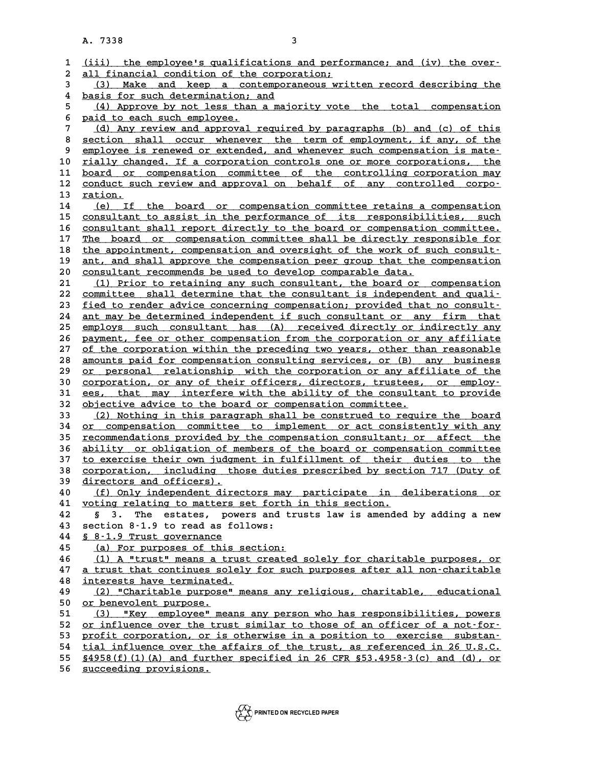(iii) the employee's qualifications and performance; and (iv) the overall financial condition of the corporation;

(3) Make and keep a contemporaneous written record describing the basis for such determination; and

(4) Approve by not less than a majority vote the total compensation paid to each such employee.

(d) Any review and approval required by paragraphs (b) and (c) of this section shall occur whenever the term of employment, if any, of the employee is renewed or extended, and whenever such compensation is materially changed. If a corporation controls one or more corporations, the board or compensation committee of the controlling corporation may conduct such review and approval on behalf of any controlled corporation.

(e) If the board or compensation committee retains a compensation consultant to assist in the performance of its responsibilities, such consultant shall report directly to the board or compensation committee. The board or compensation committee shall be directly responsible for the appointment, compensation and oversight of the work of such consultant, and shall approve the compensation peer group that the compensation consultant recommends be used to develop comparable data.

(1) Prior to retaining any such consultant, the board or compensation committee shall determine that the consultant is independent and qualified to render advice concerning compensation; provided that no consultant may be determined independent if such consultant or any firm that employs such consultant has (A) received directly or indirectly any payment, fee or other compensation from the corporation or any affiliate of the corporation within the preceding two years, other than reasonable amounts paid for compensation consulting services, or (B) any business or personal relationship with the corporation or any affiliate of the corporation, or any of their officers, directors, trustees, or employees, that may interfere with the ability of the consultant to provide objective advice to the board or compensation committee.

(2) Nothing in this paragraph shall be construed to require the board or compensation committee to implement or act consistently with any recommendations provided by the compensation consultant; or affect the ability or obligation of members of the board or compensation committee to exercise their own judgment in fulfillment of their duties to the corporation, including those duties prescribed by section 717 (Duty of directors and officers).

(f) Only independent directors may participate in deliberations or voting relating to matters set forth in this section.

§ 3. The estates, powers and trusts law is amended by adding a new section 8-1.9 to read as follows:

§ 8-1.9 Trust governance

(a) For purposes of this section:

(1) A "trust" means a trust created solely for charitable purposes, or a trust that continues solely for such purposes after all non-charitable interests have terminated.

(2) "Charitable purpose" means any religious, charitable, educational or benevolent purpose.

(3) "Key employee" means any person who has responsibilities, powers or influence over the trust similar to those of an officer of a not-for-profit corporation, or is otherwise in a position to exercise substantial influence over the affairs of the trust, as referenced in 26 U.S.C. §4958(f)(1)(A) and further specified in 26 CFR §53.4958-3(c) and (d), or succeeding provisions.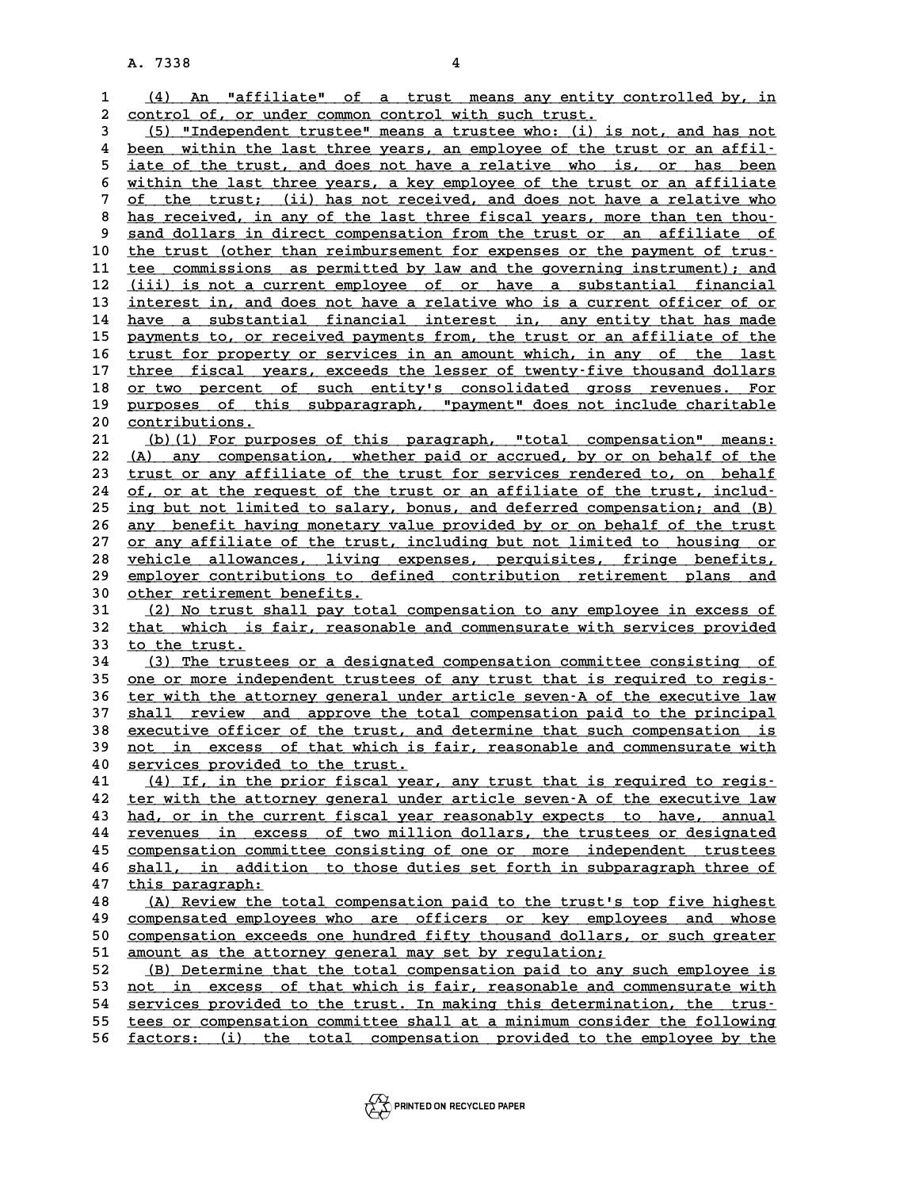(4) An "affiliate" of a trust means any entity controlled by, in control of, or under common control with such trust.

(5) "Independent trustee" means a trustee who: (i) is not, and has not been within the last three years, an employee of the trust or an affiliate of the trust, and does not have a relative who is, or has been within the last three years, a key employee of the trust or an affiliate of the trust; (ii) has not received, and does not have a relative who has received, in any of the last three fiscal years, more than ten thousand dollars in direct compensation from the trust or an affiliate of the trust (other than reimbursement for expenses or the payment of trustee commissions as permitted by law and the governing instrument); and (iii) is not a current employee of or have a substantial financial interest in, and does not have a relative who is a current officer of or have a substantial financial interest in, any entity that has made payments to, or received payments from, the trust or an affiliate of the trust for property or services in an amount which, in any of the last three fiscal years, exceeds the lesser of twenty-five thousand dollars or two percent of such entity's consolidated gross revenues. For purposes of this subparagraph, "payment" does not include charitable contributions.

(b)(1) For purposes of this paragraph, "total compensation" means: (A) any compensation, whether paid or accrued, by or on behalf of the trust or any affiliate of the trust for services rendered to, on behalf of, or at the request of the trust or an affiliate of the trust, including but not limited to salary, bonus, and deferred compensation; and (B) any benefit having monetary value provided by or on behalf of the trust or any affiliate of the trust, including but not limited to housing or vehicle allowances, living expenses, perquisites, fringe benefits, employer contributions to defined contribution retirement plans and other retirement benefits.

(2) No trust shall pay total compensation to any employee in excess of that which is fair, reasonable and commensurate with services provided to the trust.

(3) The trustees or a designated compensation committee consisting of one or more independent trustees of any trust that is required to register with the attorney general under article seven-A of the executive law shall review and approve the total compensation paid to the principal executive officer of the trust, and determine that such compensation is not in excess of that which is fair, reasonable and commensurate with services provided to the trust.

(4) If, in the prior fiscal year, any trust that is required to register with the attorney general under article seven-A of the executive law had, or in the current fiscal year reasonably expects to have, annual revenues in excess of two million dollars, the trustees or designated compensation committee consisting of one or more independent trustees shall, in addition to those duties set forth in subparagraph three of this paragraph:

(A) Review the total compensation paid to the trust's top five highest compensated employees who are officers or key employees and whose compensation exceeds one hundred fifty thousand dollars, or such greater amount as the attorney general may set by regulation;

(B) Determine that the total compensation paid to any such employee is not in excess of that which is fair, reasonable and commensurate with services provided to the trust. In making this determination, the trustees or compensation committee shall at a minimum consider the following factors: (i) the total compensation provided to the employee by the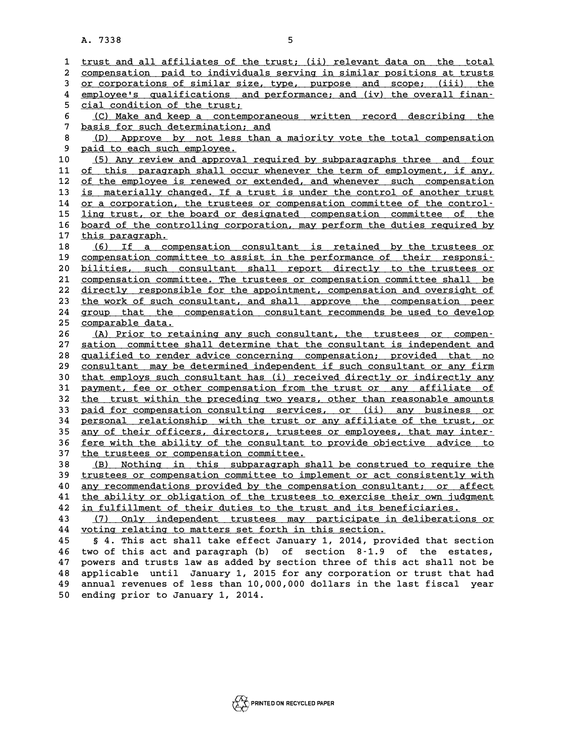trust and all affiliates of the trust; (ii) relevant data on the total compensation paid to individuals serving in similar positions at trusts or corporations of similar size, type, purpose and scope; (iii) the employee's qualifications and performance; and (iv) the overall financial condition of the trust;

(C) Make and keep a contemporaneous written record describing the basis for such determination; and

(D) Approve by not less than a majority vote the total compensation paid to each such employee.

(5) Any review and approval required by subparagraphs three and four of this paragraph shall occur whenever the term of employment, if any, of the employee is renewed or extended, and whenever such compensation is materially changed. If a trust is under the control of another trust or a corporation, the trustees or compensation committee of the controlling trust, or the board or designated compensation committee of the board of the controlling corporation, may perform the duties required by this paragraph.

(6) If a compensation consultant is retained by the trustees or compensation committee to assist in the performance of their responsibilities, such consultant shall report directly to the trustees or compensation committee. The trustees or compensation committee shall be directly responsible for the appointment, compensation and oversight of the work of such consultant, and shall approve the compensation peer group that the compensation consultant recommends be used to develop comparable data.

(A) Prior to retaining any such consultant, the trustees or compensation committee shall determine that the consultant is independent and qualified to render advice concerning compensation; provided that no consultant may be determined independent if such consultant or any firm that employs such consultant has (i) received directly or indirectly any payment, fee or other compensation from the trust or any affiliate of the trust within the preceding two years, other than reasonable amounts paid for compensation consulting services, or (ii) any business or personal relationship with the trust or any affiliate of the trust, or any of their officers, directors, trustees or employees, that may interfere with the ability of the consultant to provide objective advice to the trustees or compensation committee.

(B) Nothing in this subparagraph shall be construed to require the trustees or compensation committee to implement or act consistently with any recommendations provided by the compensation consultant; or affect the ability or obligation of the trustees to exercise their own judgment in fulfillment of their duties to the trust and its beneficiaries.

(7) Only independent trustees may participate in deliberations or voting relating to matters set forth in this section.

§ 4. This act shall take effect January 1, 2014, provided that section two of this act and paragraph (b) of section 8-1.9 of the estates, powers and trusts law as added by section three of this act shall not be applicable until January 1, 2015 for any corporation or trust that had annual revenues of less than 10,000,000 dollars in the last fiscal year ending prior to January 1, 2014.